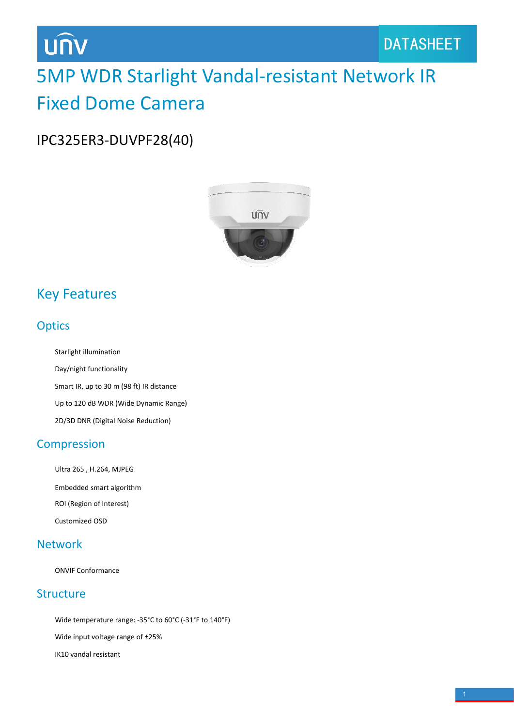DATASHEET

# 5MP WDR Starlight Vandal-resistant Network IR Fixed Dome Camera

## IPC325ER3-DUVPF28(40)

## Key Features

### Optics

- Starlight illumination
- Day/night functionality
- Smart IR, up to 30 m (98 ft) IR distance
- Up to 120 dB WDR (Wide Dynamic Range)
- 2D/3D DNR (Digital Noise Reduction)

### Compression

- Ultra 265 , H.264, MJPEG
- Embedded smart algorithm
- ROI (Region of Interest)
- Customized OSD

### Network

- ONVIF Conformance

### Structure

- Wide temperature range: -35°C to 60°C (-31°F to 140°F)
- Wide input voltage range of ±25%
- IK10 vandal resistant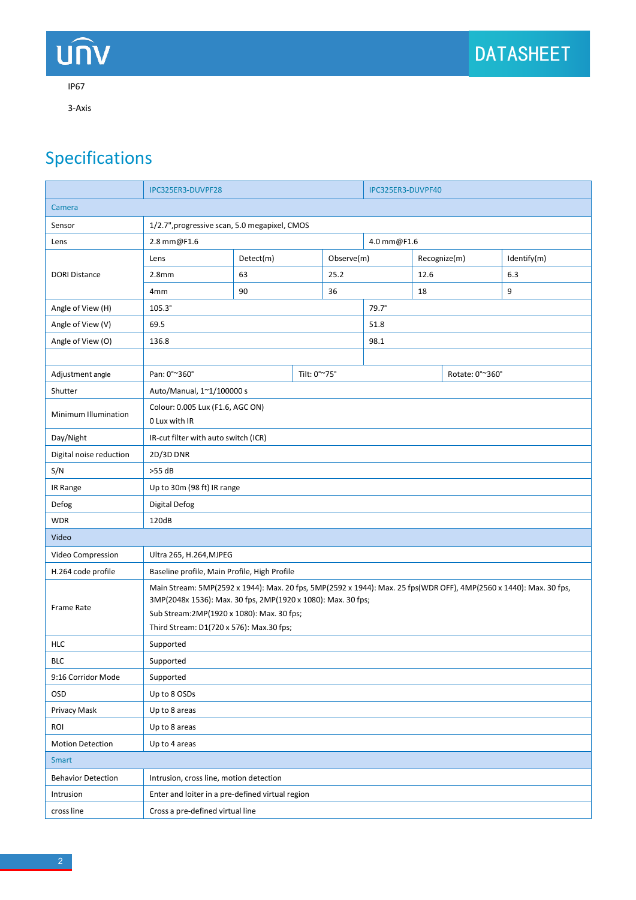IP67

3-Axis

## Specifications

| | IPC325ER3-DUVPF28 | | | | IPC325ER3-DUVPF40 |
|---|---|---|---|---|---|
| **Camera** | | | | | |
| Sensor | 1/2.7",progressive scan, 5.0 megapixel, CMOS | | | | |
| Lens | 2.8 mm@F1.6 | | | | 4.0 mm@F1.6 |
| DORI Distance | Lens | Detect(m) | Observe(m) | Recognize(m) | Identify(m) |
| | 2.8mm | 63 | 25.2 | 12.6 | 6.3 |
| | 4mm | 90 | 36 | 18 | 9 |
| Angle of View (H) | 105.3° | | | | 79.7° |
| Angle of View (V) | 69.5 | | | | 51.8 |
| Angle of View (O) | 136.8 | | | | 98.1 |
| | | | | | |
| Adjustment angle | Pan: 0°~360° | Tilt: 0°~75° | | Rotate: 0°~360° | |
| Shutter | Auto/Manual, 1~1/100000 s | | | | |
| Minimum Illumination | Colour: 0.005 Lux (F1.6, AGC ON)<br>0 Lux with IR | | | | |
| Day/Night | IR-cut filter with auto switch (ICR) | | | | |
| Digital noise reduction | 2D/3D DNR | | | | |
| S/N | >55 dB | | | | |
| IR Range | Up to 30m (98 ft) IR range | | | | |
| Defog | Digital Defog | | | | |
| WDR | 120dB | | | | |
| **Video** | | | | | |
| Video Compression | Ultra 265, H.264,MJPEG | | | | |
| H.264 code profile | Baseline profile, Main Profile, High Profile | | | | |
| Frame Rate | Main Stream: 5MP(2592 x 1944): Max. 20 fps, 5MP(2592 x 1944): Max. 25 fps(WDR OFF), 4MP(2560 x 1440): Max. 30 fps, 3MP(2048x 1536): Max. 30 fps, 2MP(1920 x 1080): Max. 30 fps;<br>Sub Stream:2MP(1920 x 1080): Max. 30 fps;<br>Third Stream: D1(720 x 576): Max.30 fps; | | | | |
| HLC | Supported | | | | |
| BLC | Supported | | | | |
| 9:16 Corridor Mode | Supported | | | | |
| OSD | Up to 8 OSDs | | | | |
| Privacy Mask | Up to 8 areas | | | | |
| ROI | Up to 8 areas | | | | |
| Motion Detection | Up to 4 areas | | | | |
| **Smart** | | | | | |
| Behavior Detection | Intrusion, cross line, motion detection | | | | |
| Intrusion | Enter and loiter in a pre-defined virtual region | | | | |
| cross line | Cross a pre-defined virtual line | | | | |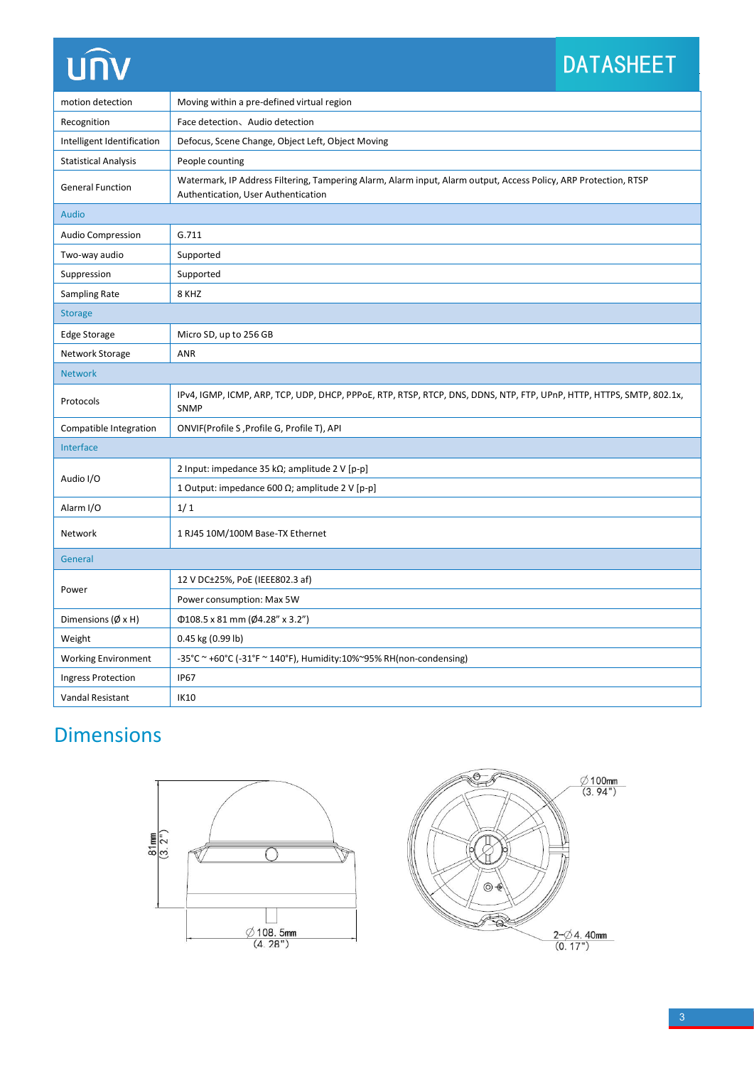| | |
|---|---|
| motion detection | Moving within a pre-defined virtual region |
| Recognition | Face detection、Audio detection |
| Intelligent Identification | Defocus, Scene Change, Object Left, Object Moving |
| Statistical Analysis | People counting |
| General Function | Watermark, IP Address Filtering, Tampering Alarm, Alarm input, Alarm output, Access Policy, ARP Protection, RTSP Authentication, User Authentication |
| **Audio** | |
| Audio Compression | G.711 |
| Two-way audio | Supported |
| Suppression | Supported |
| Sampling Rate | 8 KHZ |
| **Storage** | |
| Edge Storage | Micro SD, up to 256 GB |
| Network Storage | ANR |
| **Network** | |
| Protocols | IPv4, IGMP, ICMP, ARP, TCP, UDP, DHCP, PPPoE, RTP, RTSP, RTCP, DNS, DDNS, NTP, FTP, UPnP, HTTP, HTTPS, SMTP, 802.1x, SNMP |
| Compatible Integration | ONVIF(Profile S ,Profile G, Profile T), API |
| **Interface** | |
| Audio I/O | 2 Input: impedance 35 kΩ; amplitude 2 V [p-p] |
| | 1 Output: impedance 600 Ω; amplitude 2 V [p-p] |
| Alarm I/O | 1/ 1 |
| Network | 1 RJ45 10M/100M Base-TX Ethernet |
| **General** | |
| Power | 12 V DC±25%, PoE (IEEE802.3 af) |
| | Power consumption: Max 5W |
| Dimensions (Ø x H) | Φ108.5 x 81 mm (Ø4.28" x 3.2") |
| Weight | 0.45 kg (0.99 lb) |
| Working Environment | -35°C ~ +60°C (-31°F ~ 140°F), Humidity:10%~95% RH(non-condensing) |
| Ingress Protection | IP67 |
| Vandal Resistant | IK10 |

## Dimensions

81mm (3.2")

∅108.5mm (4.28")

∅100mm (3.94")

2-∅4.40mm (0.17")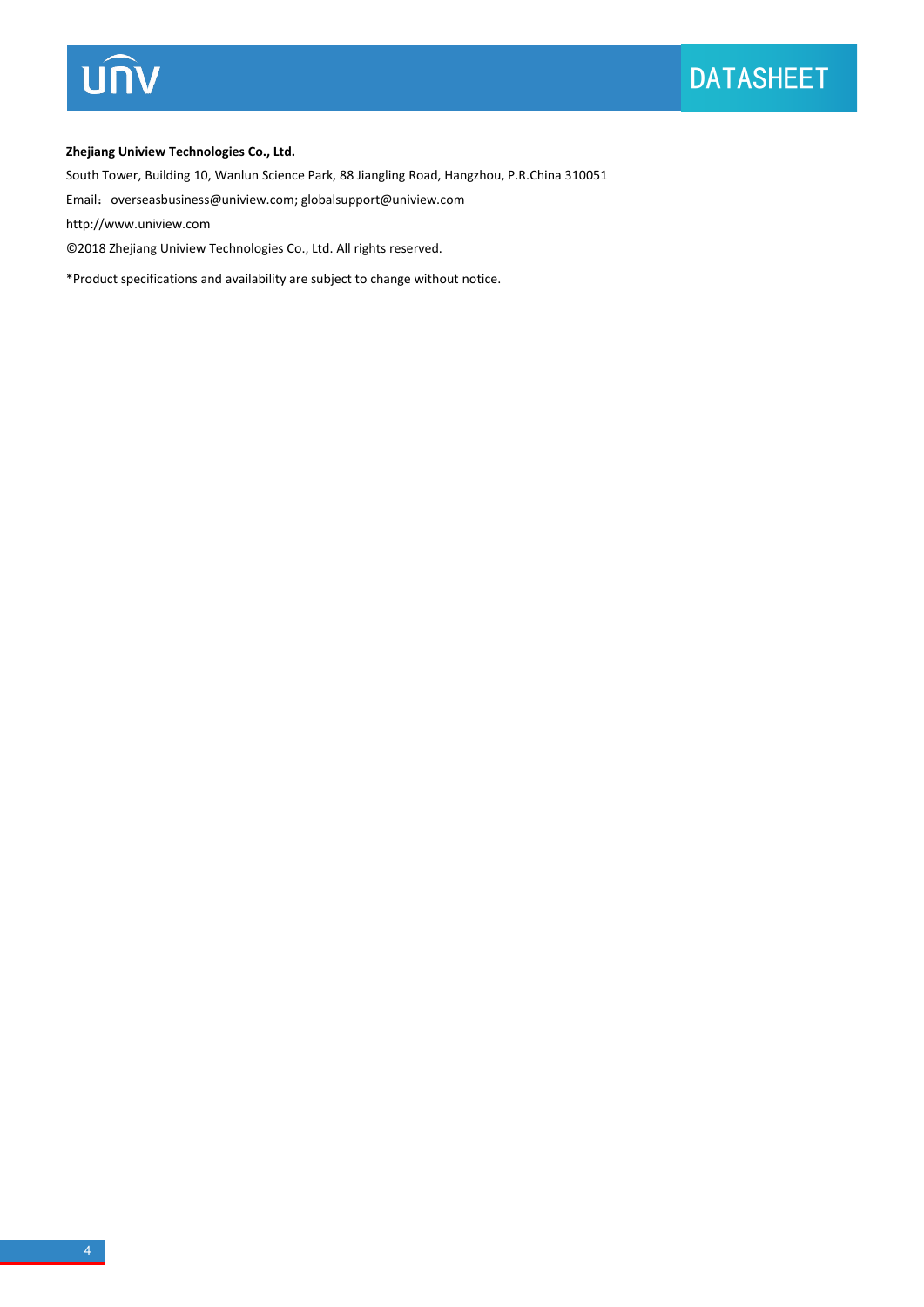**Zhejiang Uniview Technologies Co., Ltd.**

South Tower, Building 10, Wanlun Science Park, 88 Jiangling Road, Hangzhou, P.R.China 310051

Email：overseasbusiness@uniview.com; globalsupport@uniview.com

http://www.uniview.com

©2018 Zhejiang Uniview Technologies Co., Ltd. All rights reserved.

*Product specifications and availability are subject to change without notice.